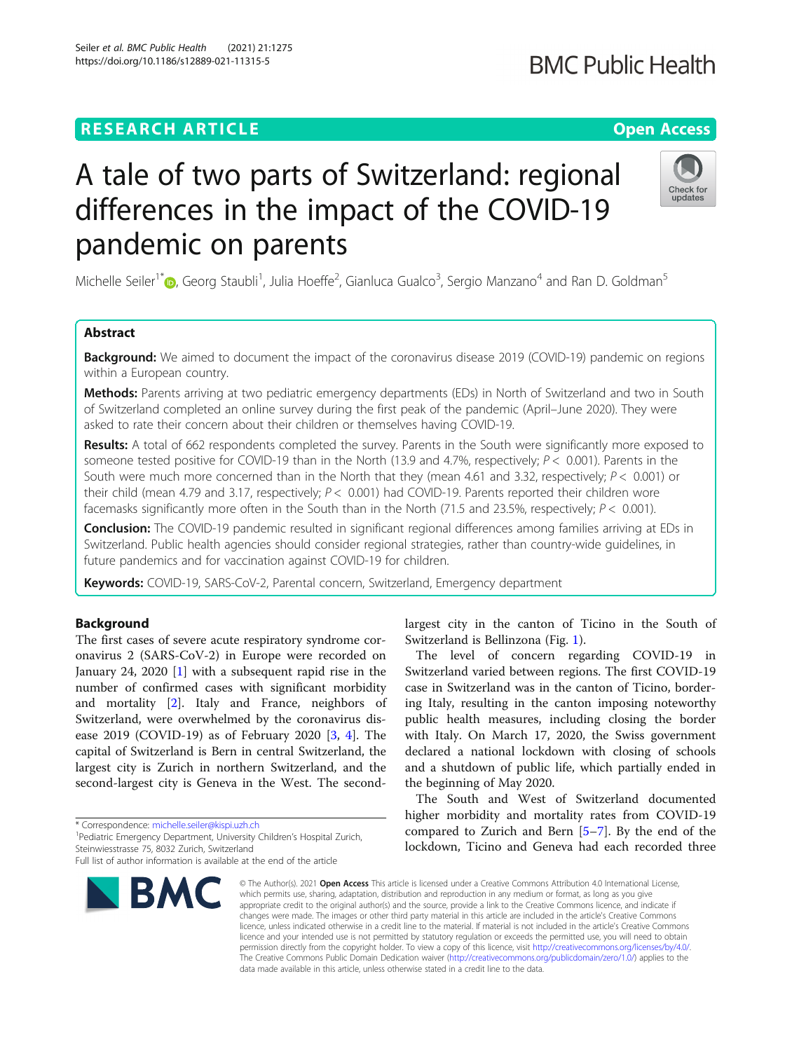RESEARCH ARTICLE

Open Access

# A tale of two parts of Switzerland: regional differences in the impact of the COVID-19 pandemic on parents

Michelle Seiler[1*], Georg Staubli[1], Julia Hoeffe[2], Gianluca Gualco[3], Sergio Manzano[4] and Ran D. Goldman[5]

## Abstract

**Background:** We aimed to document the impact of the coronavirus disease 2019 (COVID-19) pandemic on regions within a European country.

**Methods:** Parents arriving at two pediatric emergency departments (EDs) in North of Switzerland and two in South of Switzerland completed an online survey during the first peak of the pandemic (April–June 2020). They were asked to rate their concern about their children or themselves having COVID-19.

**Results:** A total of 662 respondents completed the survey. Parents in the South were significantly more exposed to someone tested positive for COVID-19 than in the North (13.9 and 4.7%, respectively; $P < 0.001$). Parents in the South were much more concerned than in the North that they (mean 4.61 and 3.32, respectively; $P < 0.001$) or their child (mean 4.79 and 3.17, respectively; $P < 0.001$) had COVID-19. Parents reported their children wore facemasks significantly more often in the South than in the North (71.5 and 23.5%, respectively; $P < 0.001$).

**Conclusion:** The COVID-19 pandemic resulted in significant regional differences among families arriving at EDs in Switzerland. Public health agencies should consider regional strategies, rather than country-wide guidelines, in future pandemics and for vaccination against COVID-19 for children.

**Keywords:** COVID-19, SARS-CoV-2, Parental concern, Switzerland, Emergency department

## Background

The first cases of severe acute respiratory syndrome coronavirus 2 (SARS-CoV-2) in Europe were recorded on January 24, 2020 [1] with a subsequent rapid rise in the number of confirmed cases with significant morbidity and mortality [2]. Italy and France, neighbors of Switzerland, were overwhelmed by the coronavirus disease 2019 (COVID-19) as of February 2020 [3, 4]. The capital of Switzerland is Bern in central Switzerland, the largest city is Zurich in northern Switzerland, and the second-largest city is Geneva in the West. The second-largest city in the canton of Ticino in the South of Switzerland is Bellinzona (Fig. 1).

The level of concern regarding COVID-19 in Switzerland varied between regions. The first COVID-19 case in Switzerland was in the canton of Ticino, bordering Italy, resulting in the canton imposing noteworthy public health measures, including closing the border with Italy. On March 17, 2020, the Swiss government declared a national lockdown with closing of schools and a shutdown of public life, which partially ended in the beginning of May 2020.

The South and West of Switzerland documented higher morbidity and mortality rates from COVID-19 compared to Zurich and Bern [5–7]. By the end of the lockdown, Ticino and Geneva had each recorded three

\* Correspondence: michelle.seiler@kispi.uzh.ch

[1]Pediatric Emergency Department, University Children's Hospital Zurich, Steinwiesstrasse 75, 8032 Zurich, Switzerland

Full list of author information is available at the end of the article

© The Author(s). 2021 **Open Access** This article is licensed under a Creative Commons Attribution 4.0 International License, which permits use, sharing, adaptation, distribution and reproduction in any medium or format, as long as you give appropriate credit to the original author(s) and the source, provide a link to the Creative Commons licence, and indicate if changes were made. The images or other third party material in this article are included in the article's Creative Commons licence, unless indicated otherwise in a credit line to the material. If material is not included in the article's Creative Commons licence and your intended use is not permitted by statutory regulation or exceeds the permitted use, you will need to obtain permission directly from the copyright holder. To view a copy of this licence, visit http://creativecommons.org/licenses/by/4.0/. The Creative Commons Public Domain Dedication waiver (http://creativecommons.org/publicdomain/zero/1.0/) applies to the data made available in this article, unless otherwise stated in a credit line to the data.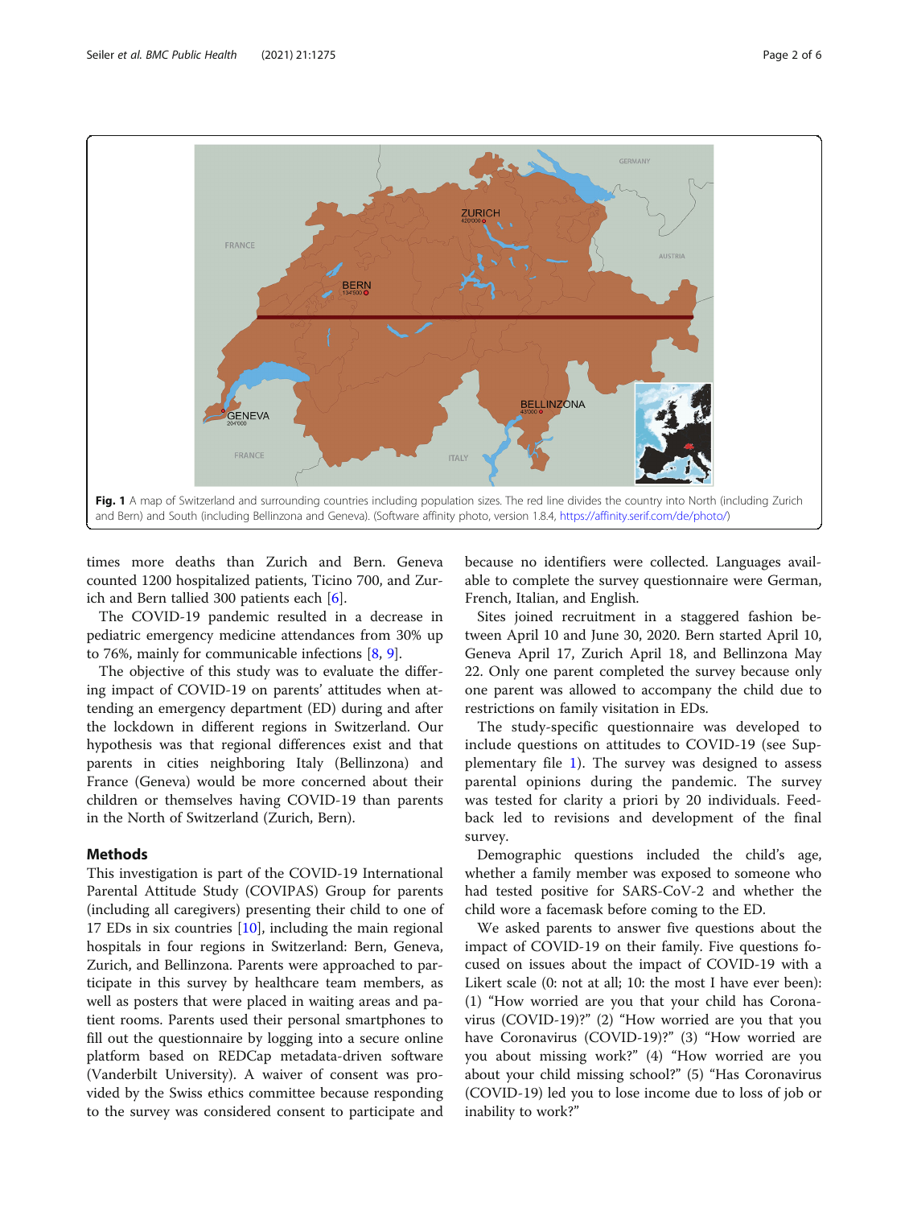Fig. 1 A map of Switzerland and surrounding countries including population sizes. The red line divides the country into North (including Zurich and Bern) and South (including Bellinzona and Geneva). (Software affinity photo, version 1.8.4, https://affinity.serif.com/de/photo/)

times more deaths than Zurich and Bern. Geneva counted 1200 hospitalized patients, Ticino 700, and Zurich and Bern tallied 300 patients each [6].

The COVID-19 pandemic resulted in a decrease in pediatric emergency medicine attendances from 30% up to 76%, mainly for communicable infections [8, 9].

The objective of this study was to evaluate the differing impact of COVID-19 on parents' attitudes when attending an emergency department (ED) during and after the lockdown in different regions in Switzerland. Our hypothesis was that regional differences exist and that parents in cities neighboring Italy (Bellinzona) and France (Geneva) would be more concerned about their children or themselves having COVID-19 than parents in the North of Switzerland (Zurich, Bern).

## Methods

This investigation is part of the COVID-19 International Parental Attitude Study (COVIPAS) Group for parents (including all caregivers) presenting their child to one of 17 EDs in six countries [10], including the main regional hospitals in four regions in Switzerland: Bern, Geneva, Zurich, and Bellinzona. Parents were approached to participate in this survey by healthcare team members, as well as posters that were placed in waiting areas and patient rooms. Parents used their personal smartphones to fill out the questionnaire by logging into a secure online platform based on REDCap metadata-driven software (Vanderbilt University). A waiver of consent was provided by the Swiss ethics committee because responding to the survey was considered consent to participate and because no identifiers were collected. Languages available to complete the survey questionnaire were German, French, Italian, and English.

Sites joined recruitment in a staggered fashion between April 10 and June 30, 2020. Bern started April 10, Geneva April 17, Zurich April 18, and Bellinzona May 22. Only one parent completed the survey because only one parent was allowed to accompany the child due to restrictions on family visitation in EDs.

The study-specific questionnaire was developed to include questions on attitudes to COVID-19 (see Supplementary file 1). The survey was designed to assess parental opinions during the pandemic. The survey was tested for clarity a priori by 20 individuals. Feedback led to revisions and development of the final survey.

Demographic questions included the child's age, whether a family member was exposed to someone who had tested positive for SARS-CoV-2 and whether the child wore a facemask before coming to the ED.

We asked parents to answer five questions about the impact of COVID-19 on their family. Five questions focused on issues about the impact of COVID-19 with a Likert scale (0: not at all; 10: the most I have ever been): (1) "How worried are you that your child has Coronavirus (COVID-19)?" (2) "How worried are you that you have Coronavirus (COVID-19)?" (3) "How worried are you about missing work?" (4) "How worried are you about your child missing school?" (5) "Has Coronavirus (COVID-19) led you to lose income due to loss of job or inability to work?"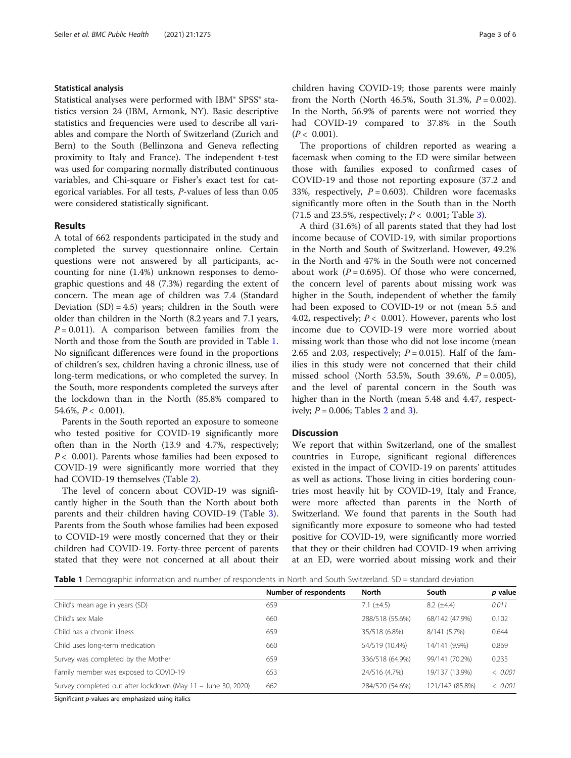### Statistical analysis

Statistical analyses were performed with IBM® SPSS® statistics version 24 (IBM, Armonk, NY). Basic descriptive statistics and frequencies were used to describe all variables and compare the North of Switzerland (Zurich and Bern) to the South (Bellinzona and Geneva reflecting proximity to Italy and France). The independent t-test was used for comparing normally distributed continuous variables, and Chi-square or Fisher's exact test for categorical variables. For all tests, *P*-values of less than 0.05 were considered statistically significant.

## Results

A total of 662 respondents participated in the study and completed the survey questionnaire online. Certain questions were not answered by all participants, accounting for nine (1.4%) unknown responses to demographic questions and 48 (7.3%) regarding the extent of concern. The mean age of children was 7.4 (Standard Deviation (SD) = 4.5) years; children in the South were older than children in the North (8.2 years and 7.1 years, $P = 0.011$). A comparison between families from the North and those from the South are provided in Table 1. No significant differences were found in the proportions of children's sex, children having a chronic illness, use of long-term medications, or who completed the survey. In the South, more respondents completed the surveys after the lockdown than in the North (85.8% compared to 54.6%, $P < 0.001$).

Parents in the South reported an exposure to someone who tested positive for COVID-19 significantly more often than in the North (13.9 and 4.7%, respectively; $P < 0.001$). Parents whose families had been exposed to COVID-19 were significantly more worried that they had COVID-19 themselves (Table 2).

The level of concern about COVID-19 was significantly higher in the South than the North about both parents and their children having COVID-19 (Table 3). Parents from the South whose families had been exposed to COVID-19 were mostly concerned that they or their children had COVID-19. Forty-three percent of parents stated that they were not concerned at all about their children having COVID-19; those parents were mainly from the North (North 46.5%, South 31.3%, $P = 0.002$). In the North, 56.9% of parents were not worried they had COVID-19 compared to 37.8% in the South ($P < 0.001$).

The proportions of children reported as wearing a facemask when coming to the ED were similar between those with families exposed to confirmed cases of COVID-19 and those not reporting exposure (37.2 and 33%, respectively, $P = 0.603$). Children wore facemasks significantly more often in the South than in the North (71.5 and 23.5%, respectively; $P < 0.001$; Table 3).

A third (31.6%) of all parents stated that they had lost income because of COVID-19, with similar proportions in the North and South of Switzerland. However, 49.2% in the North and 47% in the South were not concerned about work ($P = 0.695$). Of those who were concerned, the concern level of parents about missing work was higher in the South, independent of whether the family had been exposed to COVID-19 or not (mean 5.5 and 4.02, respectively; $P < 0.001$). However, parents who lost income due to COVID-19 were more worried about missing work than those who did not lose income (mean 2.65 and 2.03, respectively; $P = 0.015$). Half of the families in this study were not concerned that their child missed school (North 53.5%, South 39.6%, $P = 0.005$), and the level of parental concern in the South was higher than in the North (mean 5.48 and 4.47, respectively; $P = 0.006$; Tables 2 and 3).

## Discussion

We report that within Switzerland, one of the smallest countries in Europe, significant regional differences existed in the impact of COVID-19 on parents' attitudes as well as actions. Those living in cities bordering countries most heavily hit by COVID-19, Italy and France, were more affected than parents in the North of Switzerland. We found that parents in the South had significantly more exposure to someone who had tested positive for COVID-19, were significantly more worried that they or their children had COVID-19 when arriving at an ED, were worried about missing work and their

**Table 1** Demographic information and number of respondents in North and South Switzerland. SD = standard deviation

| | Number of respondents | North | South | *p* value |
|---|---|---|---|---|
| Child's mean age in years (SD) | 659 | 7.1 (±4.5) | 8.2 (±4.4) | *0.011* |
| Child's sex Male | 660 | 288/518 (55.6%) | 68/142 (47.9%) | 0.102 |
| Child has a chronic illness | 659 | 35/518 (6.8%) | 8/141 (5.7%) | 0.644 |
| Child uses long-term medication | 660 | 54/519 (10.4%) | 14/141 (9.9%) | 0.869 |
| Survey was completed by the Mother | 659 | 336/518 (64.9%) | 99/141 (70.2%) | 0.235 |
| Family member was exposed to COVID-19 | 653 | 24/516 (4.7%) | 19/137 (13.9%) | *< 0.001* |
| Survey completed out after lockdown (May 11 – June 30, 2020) | 662 | 284/520 (54.6%) | 121/142 (85.8%) | *< 0.001* |

Significant *p*-values are emphasized using italics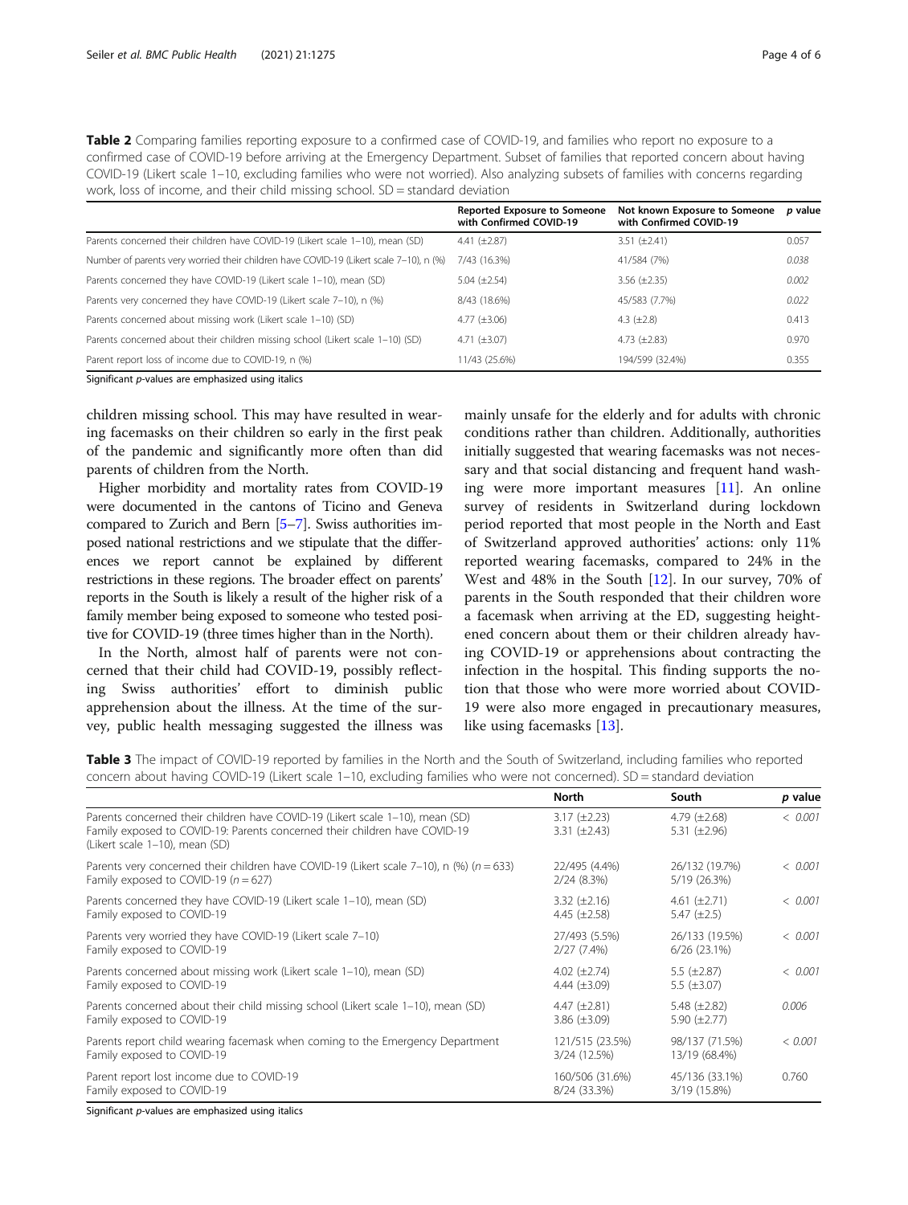**Table 2** Comparing families reporting exposure to a confirmed case of COVID-19, and families who report no exposure to a confirmed case of COVID-19 before arriving at the Emergency Department. Subset of families that reported concern about having COVID-19 (Likert scale 1–10, excluding families who were not worried). Also analyzing subsets of families with concerns regarding work, loss of income, and their child missing school. SD = standard deviation

| | Reported Exposure to Someone with Confirmed COVID-19 | Not known Exposure to Someone with Confirmed COVID-19 | *p* value |
|---|---|---|---|
| Parents concerned their children have COVID-19 (Likert scale 1–10), mean (SD) | 4.41 (±2.87) | 3.51 (±2.41) | 0.057 |
| Number of parents very worried their children have COVID-19 (Likert scale 7–10), n (%) | 7/43 (16.3%) | 41/584 (7%) | *0.038* |
| Parents concerned they have COVID-19 (Likert scale 1–10), mean (SD) | 5.04 (±2.54) | 3.56 (±2.35) | *0.002* |
| Parents very concerned they have COVID-19 (Likert scale 7–10), n (%) | 8/43 (18.6%) | 45/583 (7.7%) | *0.022* |
| Parents concerned about missing work (Likert scale 1–10) (SD) | 4.77 (±3.06) | 4.3 (±2.8) | 0.413 |
| Parents concerned about their children missing school (Likert scale 1–10) (SD) | 4.71 (±3.07) | 4.73 (±2.83) | 0.970 |
| Parent report loss of income due to COVID-19, n (%) | 11/43 (25.6%) | 194/599 (32.4%) | 0.355 |

Significant *p*-values are emphasized using italics

children missing school. This may have resulted in wearing facemasks on their children so early in the first peak of the pandemic and significantly more often than did parents of children from the North.

Higher morbidity and mortality rates from COVID-19 were documented in the cantons of Ticino and Geneva compared to Zurich and Bern [5–7]. Swiss authorities imposed national restrictions and we stipulate that the differences we report cannot be explained by different restrictions in these regions. The broader effect on parents' reports in the South is likely a result of the higher risk of a family member being exposed to someone who tested positive for COVID-19 (three times higher than in the North).

In the North, almost half of parents were not concerned that their child had COVID-19, possibly reflecting Swiss authorities' effort to diminish public apprehension about the illness. At the time of the survey, public health messaging suggested the illness was mainly unsafe for the elderly and for adults with chronic conditions rather than children. Additionally, authorities initially suggested that wearing facemasks was not necessary and that social distancing and frequent hand washing were more important measures [11]. An online survey of residents in Switzerland during lockdown period reported that most people in the North and East of Switzerland approved authorities' actions: only 11% reported wearing facemasks, compared to 24% in the West and 48% in the South [12]. In our survey, 70% of parents in the South responded that their children wore a facemask when arriving at the ED, suggesting heightened concern about them or their children already having COVID-19 or apprehensions about contracting the infection in the hospital. This finding supports the notion that those who were more worried about COVID-19 were also more engaged in precautionary measures, like using facemasks [13].

**Table 3** The impact of COVID-19 reported by families in the North and the South of Switzerland, including families who reported concern about having COVID-19 (Likert scale 1–10, excluding families who were not concerned). SD = standard deviation

| | North | South | *p* value |
|---|---|---|---|
| Parents concerned their children have COVID-19 (Likert scale 1–10), mean (SD)<br>Family exposed to COVID-19: Parents concerned their children have COVID-19 (Likert scale 1–10), mean (SD) | 3.17 (±2.23)<br>3.31 (±2.43) | 4.79 (±2.68)<br>5.31 (±2.96) | *< 0.001* |
| Parents very concerned their children have COVID-19 (Likert scale 7–10), n (%) ($n = 633$)<br>Family exposed to COVID-19 ($n = 627$) | 22/495 (4.4%)<br>2/24 (8.3%) | 26/132 (19.7%)<br>5/19 (26.3%) | *< 0.001* |
| Parents concerned they have COVID-19 (Likert scale 1–10), mean (SD)<br>Family exposed to COVID-19 | 3.32 (±2.16)<br>4.45 (±2.58) | 4.61 (±2.71)<br>5.47 (±2.5) | *< 0.001* |
| Parents very worried they have COVID-19 (Likert scale 7–10)<br>Family exposed to COVID-19 | 27/493 (5.5%)<br>2/27 (7.4%) | 26/133 (19.5%)<br>6/26 (23.1%) | *< 0.001* |
| Parents concerned about missing work (Likert scale 1–10), mean (SD)<br>Family exposed to COVID-19 | 4.02 (±2.74)<br>4.44 (±3.09) | 5.5 (±2.87)<br>5.5 (±3.07) | *< 0.001* |
| Parents concerned about their child missing school (Likert scale 1–10), mean (SD)<br>Family exposed to COVID-19 | 4.47 (±2.81)<br>3.86 (±3.09) | 5.48 (±2.82)<br>5.90 (±2.77) | *0.006* |
| Parents report child wearing facemask when coming to the Emergency Department<br>Family exposed to COVID-19 | 121/515 (23.5%)<br>3/24 (12.5%) | 98/137 (71.5%)<br>13/19 (68.4%) | *< 0.001* |
| Parent report lost income due to COVID-19<br>Family exposed to COVID-19 | 160/506 (31.6%)<br>8/24 (33.3%) | 45/136 (33.1%)<br>3/19 (15.8%) | 0.760 |

Significant *p*-values are emphasized using italics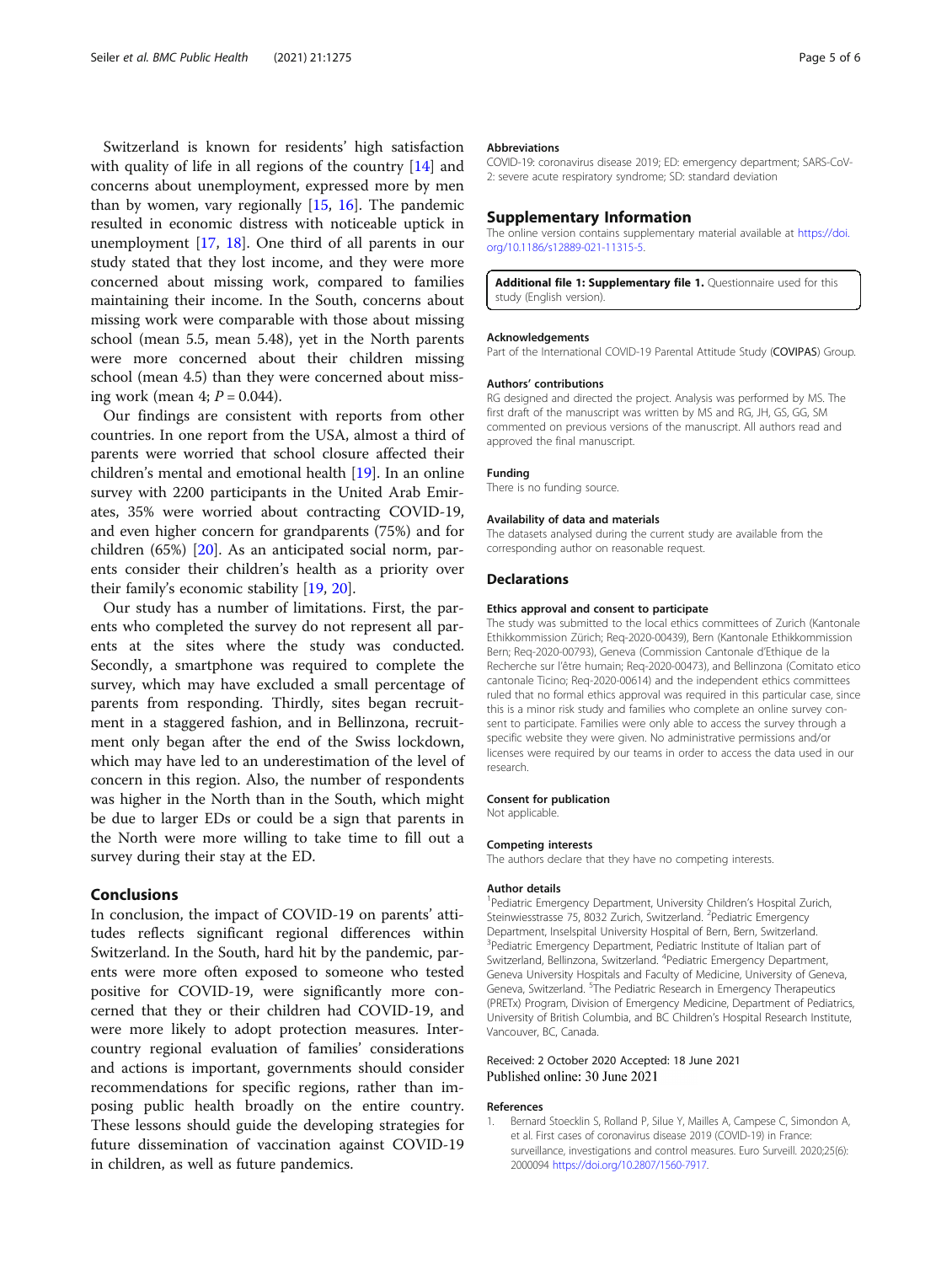Switzerland is known for residents' high satisfaction with quality of life in all regions of the country [14] and concerns about unemployment, expressed more by men than by women, vary regionally [15, 16]. The pandemic resulted in economic distress with noticeable uptick in unemployment [17, 18]. One third of all parents in our study stated that they lost income, and they were more concerned about missing work, compared to families maintaining their income. In the South, concerns about missing work were comparable with those about missing school (mean 5.5, mean 5.48), yet in the North parents were more concerned about their children missing school (mean 4.5) than they were concerned about missing work (mean 4; $P = 0.044$).

Our findings are consistent with reports from other countries. In one report from the USA, almost a third of parents were worried that school closure affected their children's mental and emotional health [19]. In an online survey with 2200 participants in the United Arab Emirates, 35% were worried about contracting COVID-19, and even higher concern for grandparents (75%) and for children (65%) [20]. As an anticipated social norm, parents consider their children's health as a priority over their family's economic stability [19, 20].

Our study has a number of limitations. First, the parents who completed the survey do not represent all parents at the sites where the study was conducted. Secondly, a smartphone was required to complete the survey, which may have excluded a small percentage of parents from responding. Thirdly, sites began recruitment in a staggered fashion, and in Bellinzona, recruitment only began after the end of the Swiss lockdown, which may have led to an underestimation of the level of concern in this region. Also, the number of respondents was higher in the North than in the South, which might be due to larger EDs or could be a sign that parents in the North were more willing to take time to fill out a survey during their stay at the ED.

## Conclusions

In conclusion, the impact of COVID-19 on parents' attitudes reflects significant regional differences within Switzerland. In the South, hard hit by the pandemic, parents were more often exposed to someone who tested positive for COVID-19, were significantly more concerned that they or their children had COVID-19, and were more likely to adopt protection measures. Intercountry regional evaluation of families' considerations and actions is important, governments should consider recommendations for specific regions, rather than imposing public health broadly on the entire country. These lessons should guide the developing strategies for future dissemination of vaccination against COVID-19 in children, as well as future pandemics.

### Abbreviations

COVID-19: coronavirus disease 2019; ED: emergency department; SARS-CoV-2: severe acute respiratory syndrome; SD: standard deviation

## Supplementary Information

The online version contains supplementary material available at https://doi.org/10.1186/s12889-021-11315-5.

**Additional file 1: Supplementary file 1.** Questionnaire used for this study (English version).

### Acknowledgements

Part of the International COVID-19 Parental Attitude Study (**COVIPAS**) Group.

### Authors' contributions

RG designed and directed the project. Analysis was performed by MS. The first draft of the manuscript was written by MS and RG, JH, GS, GG, SM commented on previous versions of the manuscript. All authors read and approved the final manuscript.

### Funding

There is no funding source.

### Availability of data and materials

The datasets analysed during the current study are available from the corresponding author on reasonable request.

## Declarations

### Ethics approval and consent to participate

The study was submitted to the local ethics committees of Zurich (Kantonale Ethikkommission Zürich; Req-2020-00439), Bern (Kantonale Ethikkommission Bern; Req-2020-00793), Geneva (Commission Cantonale d'Ethique de la Recherche sur l'être humain; Req-2020-00473), and Bellinzona (Comitato etico cantonale Ticino; Req-2020-00614) and the independent ethics committees ruled that no formal ethics approval was required in this particular case, since this is a minor risk study and families who complete an online survey consent to participate. Families were only able to access the survey through a specific website they were given. No administrative permissions and/or licenses were required by our teams in order to access the data used in our research.

### Consent for publication

Not applicable.

### Competing interests

The authors declare that they have no competing interests.

### Author details

[1]Pediatric Emergency Department, University Children's Hospital Zurich, Steinwiesstrasse 75, 8032 Zurich, Switzerland. [2]Pediatric Emergency Department, Inselspital University Hospital of Bern, Bern, Switzerland. [3]Pediatric Emergency Department, Pediatric Institute of Italian part of Switzerland, Bellinzona, Switzerland. [4]Pediatric Emergency Department, Geneva University Hospitals and Faculty of Medicine, University of Geneva, Geneva, Switzerland. [5]The Pediatric Research in Emergency Therapeutics (PRETx) Program, Division of Emergency Medicine, Department of Pediatrics, University of British Columbia, and BC Children's Hospital Research Institute, Vancouver, BC, Canada.

Received: 2 October 2020 Accepted: 18 June 2021
Published online: 30 June 2021

### References

1. Bernard Stoecklin S, Rolland P, Silue Y, Mailles A, Campese C, Simondon A, et al. First cases of coronavirus disease 2019 (COVID-19) in France: surveillance, investigations and control measures. Euro Surveill. 2020;25(6): 2000094 https://doi.org/10.2807/1560-7917.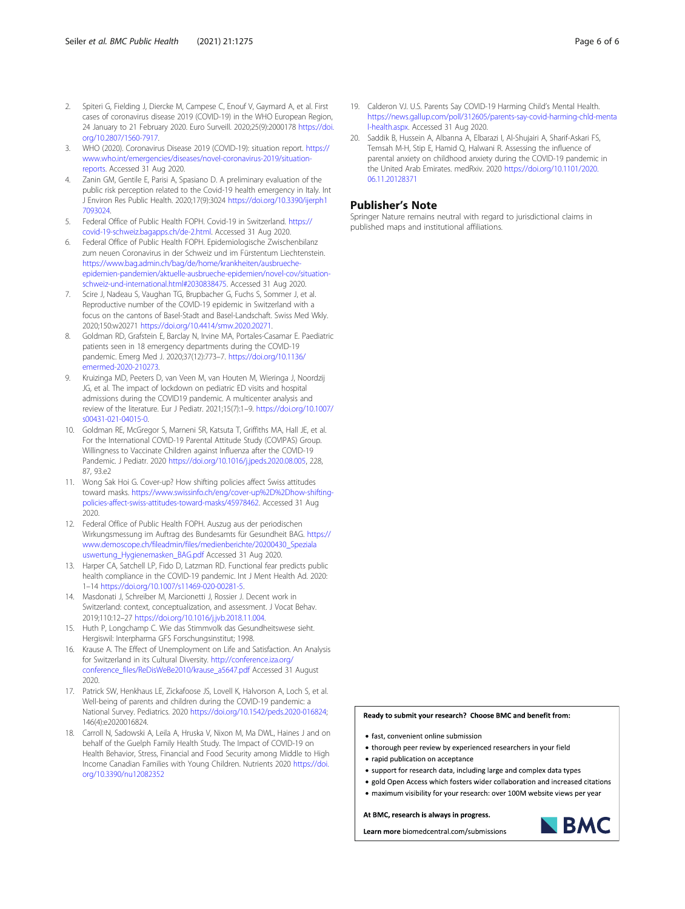2. Spiteri G, Fielding J, Diercke M, Campese C, Enouf V, Gaymard A, et al. First cases of coronavirus disease 2019 (COVID-19) in the WHO European Region, 24 January to 21 February 2020. Euro Surveill. 2020;25(9):2000178 https://doi.org/10.2807/1560-7917.
3. WHO (2020). Coronavirus Disease 2019 (COVID-19): situation report. https://www.who.int/emergencies/diseases/novel-coronavirus-2019/situation-reports. Accessed 31 Aug 2020.
4. Zanin GM, Gentile E, Parisi A, Spasiano D. A preliminary evaluation of the public risk perception related to the Covid-19 health emergency in Italy. Int J Environ Res Public Health. 2020;17(9):3024 https://doi.org/10.3390/ijerph17093024.
5. Federal Office of Public Health FOPH. Covid-19 in Switzerland. https://covid-19-schweiz.bagapps.ch/de-2.html. Accessed 31 Aug 2020.
6. Federal Office of Public Health FOPH. Epidemiologische Zwischenbilanz zum neuen Coronavirus in der Schweiz und im Fürstentum Liechtenstein. https://www.bag.admin.ch/bag/de/home/krankheiten/ausbrueche-epidemien-pandemien/aktuelle-ausbrueche-epidemien/novel-cov/situation-schweiz-und-international.html#2030838475. Accessed 31 Aug 2020.
7. Scire J, Nadeau S, Vaughan TG, Brupbacher G, Fuchs S, Sommer J, et al. Reproductive number of the COVID-19 epidemic in Switzerland with a focus on the cantons of Basel-Stadt and Basel-Landschaft. Swiss Med Wkly. 2020;150:w20271 https://doi.org/10.4414/smw.2020.20271.
8. Goldman RD, Grafstein E, Barclay N, Irvine MA, Portales-Casamar E. Paediatric patients seen in 18 emergency departments during the COVID-19 pandemic. Emerg Med J. 2020;37(12):773–7. https://doi.org/10.1136/emermed-2020-210273.
9. Kruizinga MD, Peeters D, van Veen M, van Houten M, Wieringa J, Noordzij JG, et al. The impact of lockdown on pediatric ED visits and hospital admissions during the COVID19 pandemic. A multicenter analysis and review of the literature. Eur J Pediatr. 2021;15(7):1–9. https://doi.org/10.1007/s00431-021-04015-0.
10. Goldman RE, McGregor S, Marneni SR, Katsuta T, Griffiths MA, Hall JE, et al. For the International COVID-19 Parental Attitude Study (COVIPAS) Group. Willingness to Vaccinate Children against Influenza after the COVID-19 Pandemic. J Pediatr. 2020 https://doi.org/10.1016/j.jpeds.2020.08.005, 228, 87, 93.e2
11. Wong Sak Hoi G. Cover-up? How shifting policies affect Swiss attitudes toward masks. https://www.swissinfo.ch/eng/cover-up%2D%2Dhow-shifting-policies-affect-swiss-attitudes-toward-masks/45978462. Accessed 31 Aug 2020.
12. Federal Office of Public Health FOPH. Auszug aus der periodischen Wirkungsmessung im Auftrag des Bundesamts für Gesundheit BAG. https://www.demoscope.ch/fileadmin/files/medienberichte/20200430_Spezialauswertung_Hygienemasken_BAG.pdf Accessed 31 Aug 2020.
13. Harper CA, Satchell LP, Fido D, Latzman RD. Functional fear predicts public health compliance in the COVID-19 pandemic. Int J Ment Health Ad. 2020: 1–14 https://doi.org/10.1007/s11469-020-00281-5.
14. Masdonati J, Schreiber M, Marcionetti J, Rossier J. Decent work in Switzerland: context, conceptualization, and assessment. J Vocat Behav. 2019;110:12–27 https://doi.org/10.1016/j.jvb.2018.11.004.
15. Huth P, Longchamp C. Wie das Stimmvolk das Gesundheitswese sieht. Hergiswil: Interpharma GFS Forschungsinstitut; 1998.
16. Krause A. The Effect of Unemployment on Life and Satisfaction. An Analysis for Switzerland in its Cultural Diversity. http://conference.iza.org/conference_files/ReDisWeBe2010/krause_a5647.pdf Accessed 31 August 2020.
17. Patrick SW, Henkhaus LE, Zickafoose JS, Lovell K, Halvorson A, Loch S, et al. Well-being of parents and children during the COVID-19 pandemic: a National Survey. Pediatrics. 2020 https://doi.org/10.1542/peds.2020-016824; 146(4):e2020016824.
18. Carroll N, Sadowski A, Leila A, Hruska V, Nixon M, Ma DWL, Haines J and on behalf of the Guelph Family Health Study. The Impact of COVID-19 on Health Behavior, Stress, Financial and Food Security among Middle to High Income Canadian Families with Young Children. Nutrients 2020 https://doi.org/10.3390/nu12082352
19. Calderon VJ. U.S. Parents Say COVID-19 Harming Child's Mental Health. https://news.gallup.com/poll/312605/parents-say-covid-harming-chld-mental-health.aspx. Accessed 31 Aug 2020.
20. Saddik B, Hussein A, Albanna A, Elbarazi I, Al-Shujairi A, Sharif-Askari FS, Temsah M-H, Stip E, Hamid Q, Halwani R. Assessing the influence of parental anxiety on childhood anxiety during the COVID-19 pandemic in the United Arab Emirates. medRxiv. 2020 https://doi.org/10.1101/2020.06.11.20128371

## Publisher's Note

Springer Nature remains neutral with regard to jurisdictional claims in published maps and institutional affiliations.

**Ready to submit your research? Choose BMC and benefit from:**

- fast, convenient online submission
- thorough peer review by experienced researchers in your field
- rapid publication on acceptance
- support for research data, including large and complex data types
- gold Open Access which fosters wider collaboration and increased citations
- maximum visibility for your research: over 100M website views per year

**At BMC, research is always in progress.**

**Learn more** biomedcentral.com/submissions

BMC